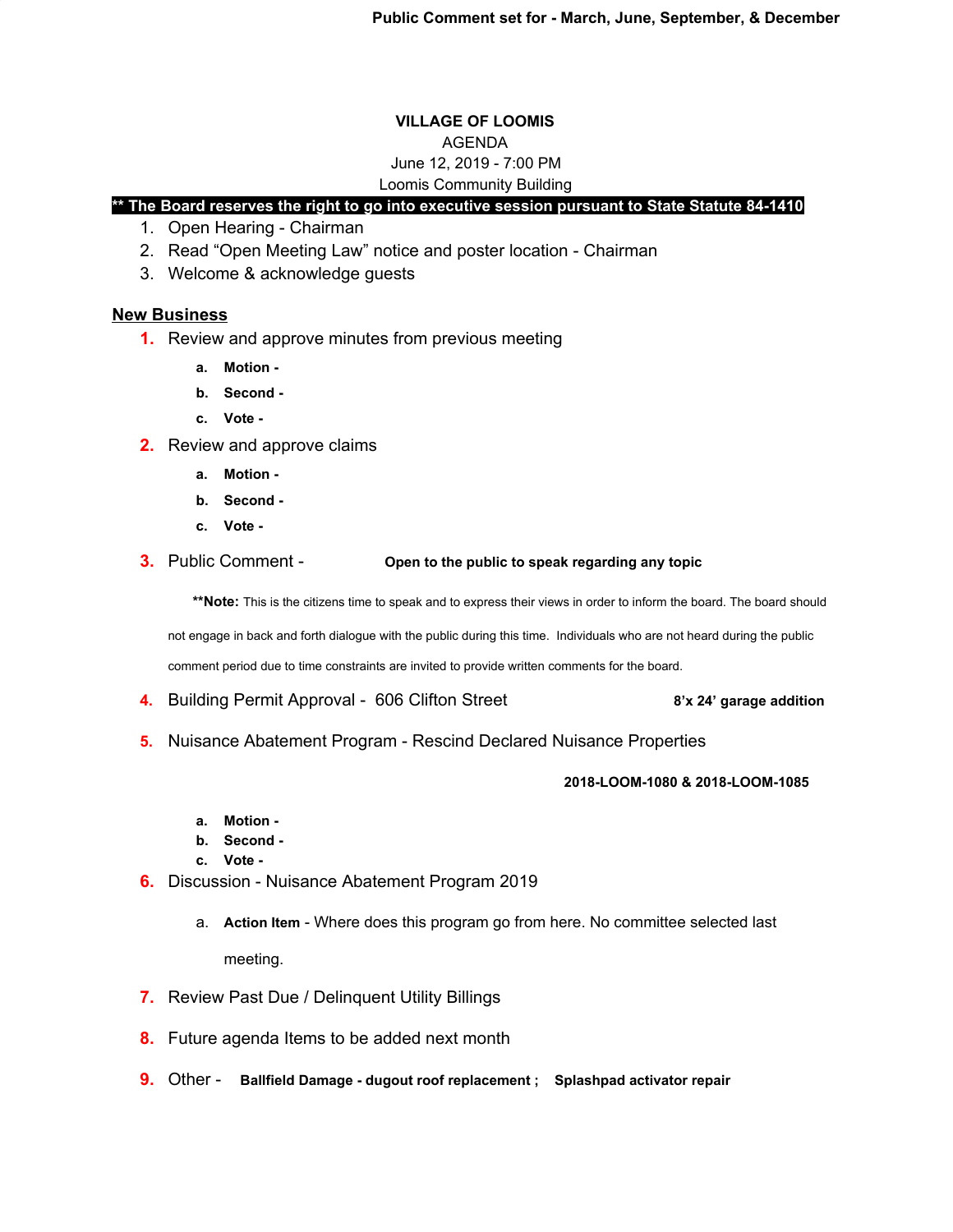**Public Comment set for - March, June, September, & December**

**VILLAGE OF LOOMIS**

AGENDA

June 12, 2019 - 7:00 PM

Loomis Community Building

**** The Board reserves the right to go into executive session pursuant to State Statute 84-1410**

1. Open Hearing - Chairman
2. Read "Open Meeting Law" notice and poster location - Chairman
3. Welcome & acknowledge guests

**New Business**

1. Review and approve minutes from previous meeting
    a. **Motion -**
    b. **Second -**
    c. **Vote -**
2. Review and approve claims
    a. **Motion -**
    b. **Second -**
    c. **Vote -**
3. Public Comment - **Open to the public to speak regarding any topic**

    ****Note:** This is the citizens time to speak and to express their views in order to inform the board. The board should not engage in back and forth dialogue with the public during this time. Individuals who are not heard during the public comment period due to time constraints are invited to provide written comments for the board.

4. Building Permit Approval - 606 Clifton Street **8'x 24' garage addition**
5. Nuisance Abatement Program - Rescind Declared Nuisance Properties

    **2018-LOOM-1080 & 2018-LOOM-1085**

    a. **Motion -**
    b. **Second -**
    c. **Vote -**
6. Discussion - Nuisance Abatement Program 2019
    a. **Action Item** - Where does this program go from here. No committee selected last meeting.
7. Review Past Due / Delinquent Utility Billings
8. Future agenda Items to be added next month
9. Other - **Ballfield Damage - dugout roof replacement ; Splashpad activator repair**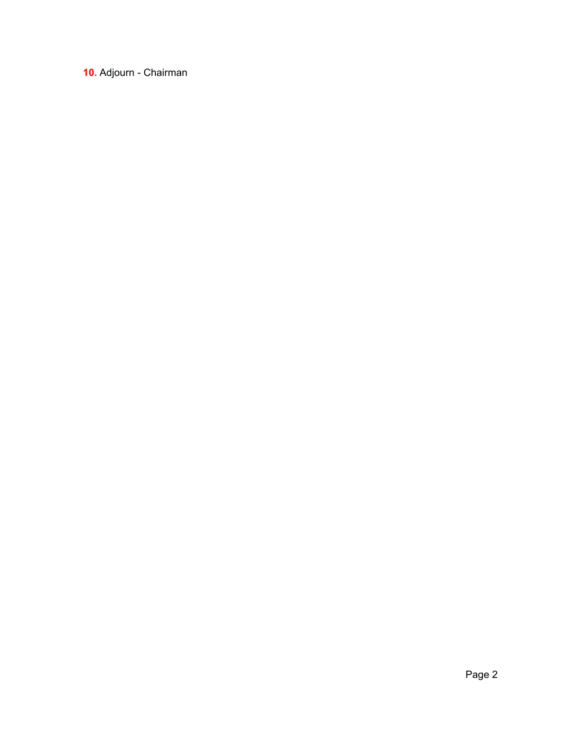**10.** Adjourn - Chairman